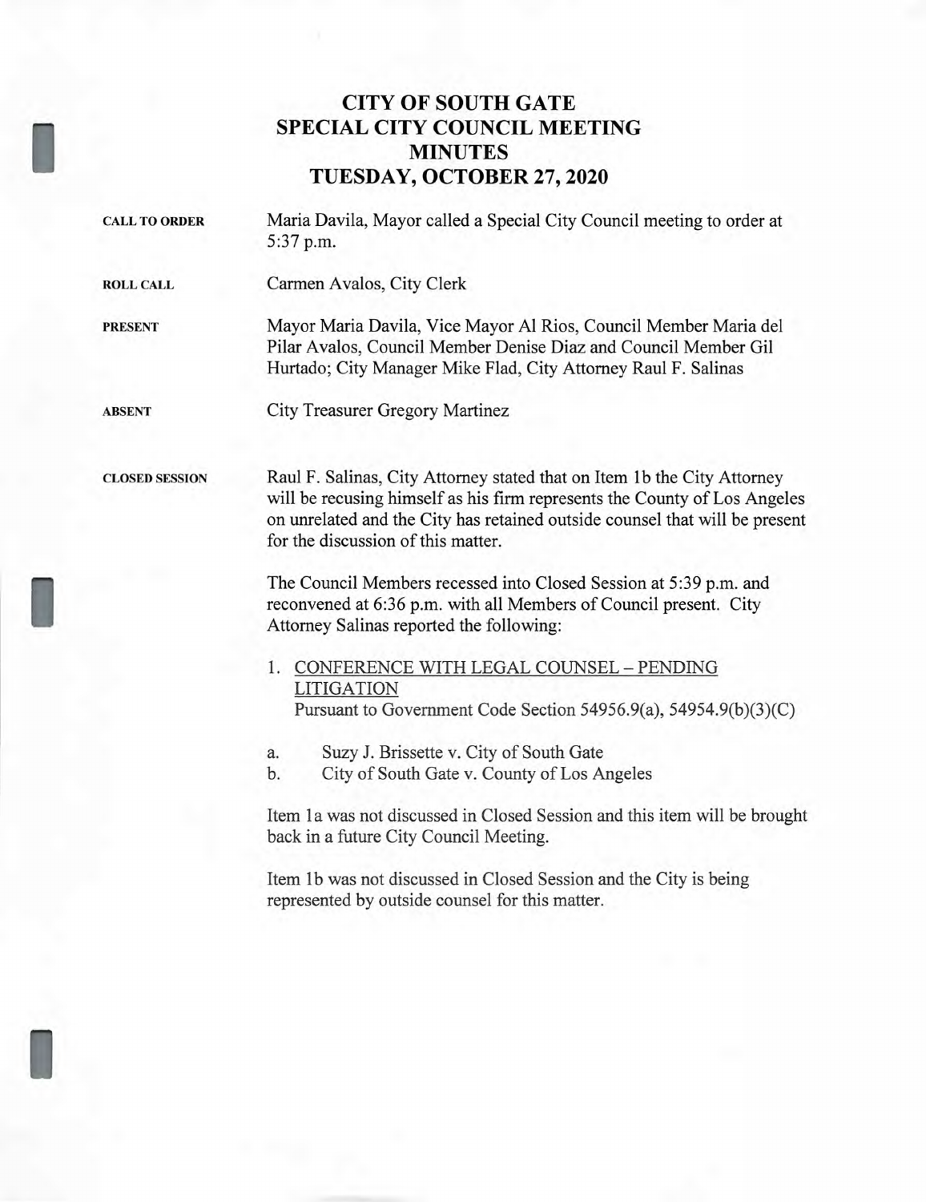# CITY OF SOUTH GATE
# SPECIAL CITY COUNCIL MEETING
# MINUTES
# TUESDAY, OCTOBER 27, 2020

**CALL TO ORDER**

Maria Davila, Mayor called a Special City Council meeting to order at 5:37 p.m.

**ROLL CALL**

Carmen Avalos, City Clerk

**PRESENT**

Mayor Maria Davila, Vice Mayor Al Rios, Council Member Maria del Pilar Avalos, Council Member Denise Diaz and Council Member Gil Hurtado; City Manager Mike Flad, City Attorney Raul F. Salinas

**ABSENT**

City Treasurer Gregory Martinez

**CLOSED SESSION**

Raul F. Salinas, City Attorney stated that on Item 1b the City Attorney will be recusing himself as his firm represents the County of Los Angeles on unrelated and the City has retained outside counsel that will be present for the discussion of this matter.

The Council Members recessed into Closed Session at 5:39 p.m. and reconvened at 6:36 p.m. with all Members of Council present. City Attorney Salinas reported the following:

1. <u>CONFERENCE WITH LEGAL COUNSEL – PENDING LITIGATION</u>
   Pursuant to Government Code Section 54956.9(a), 54954.9(b)(3)(C)

   a. Suzy J. Brissette v. City of South Gate
   b. City of South Gate v. County of Los Angeles

Item 1a was not discussed in Closed Session and this item will be brought back in a future City Council Meeting.

Item 1b was not discussed in Closed Session and the City is being represented by outside counsel for this matter.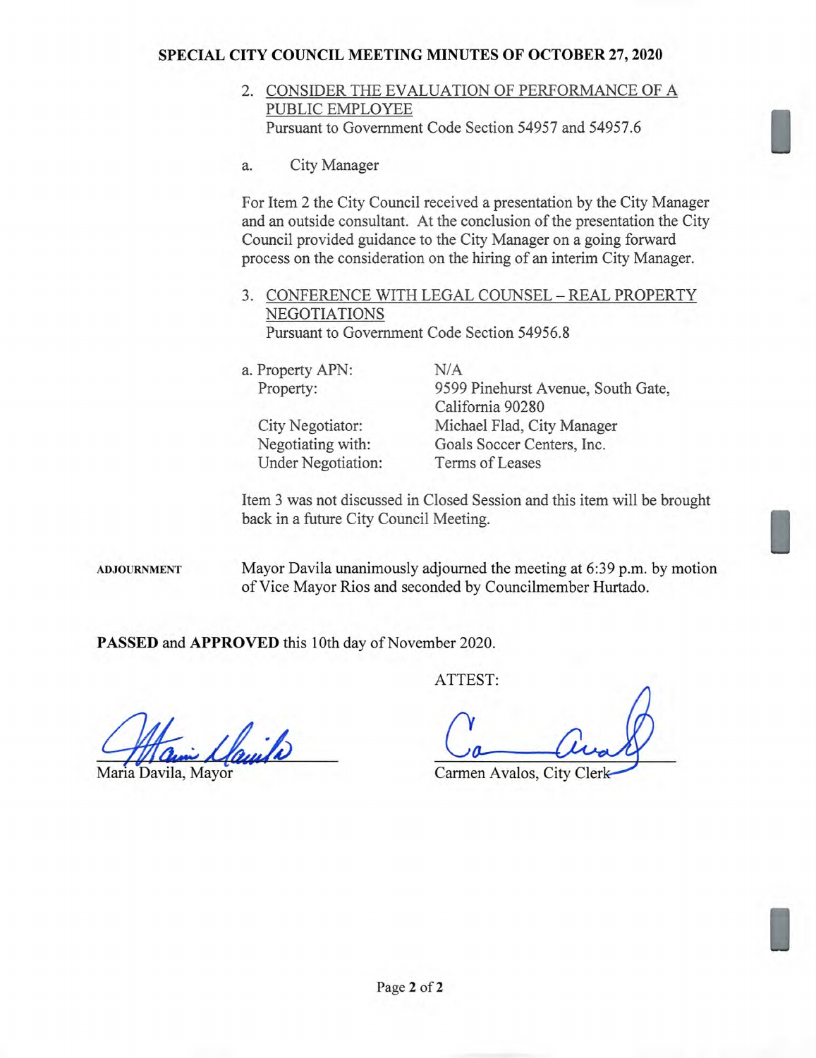**SPECIAL CITY COUNCIL MEETING MINUTES OF OCTOBER 27, 2020**

2. CONSIDER THE EVALUATION OF PERFORMANCE OF A PUBLIC EMPLOYEE
   Pursuant to Government Code Section 54957 and 54957.6

   a. City Manager

   For Item 2 the City Council received a presentation by the City Manager and an outside consultant. At the conclusion of the presentation the City Council provided guidance to the City Manager on a going forward process on the consideration on the hiring of an interim City Manager.

3. CONFERENCE WITH LEGAL COUNSEL – REAL PROPERTY NEGOTIATIONS
   Pursuant to Government Code Section 54956.8

| | |
|---|---|
| a. Property APN: | N/A |
| Property: | 9599 Pinehurst Avenue, South Gate, California 90280 |
| City Negotiator: | Michael Flad, City Manager |
| Negotiating with: | Goals Soccer Centers, Inc. |
| Under Negotiation: | Terms of Leases |

   Item 3 was not discussed in Closed Session and this item will be brought back in a future City Council Meeting.

**ADJOURNMENT** Mayor Davila unanimously adjourned the meeting at 6:39 p.m. by motion of Vice Mayor Rios and seconded by Councilmember Hurtado.

**PASSED** and **APPROVED** this 10th day of November 2020.

ATTEST:

Maria Davila, Mayor

Carmen Avalos, City Clerk